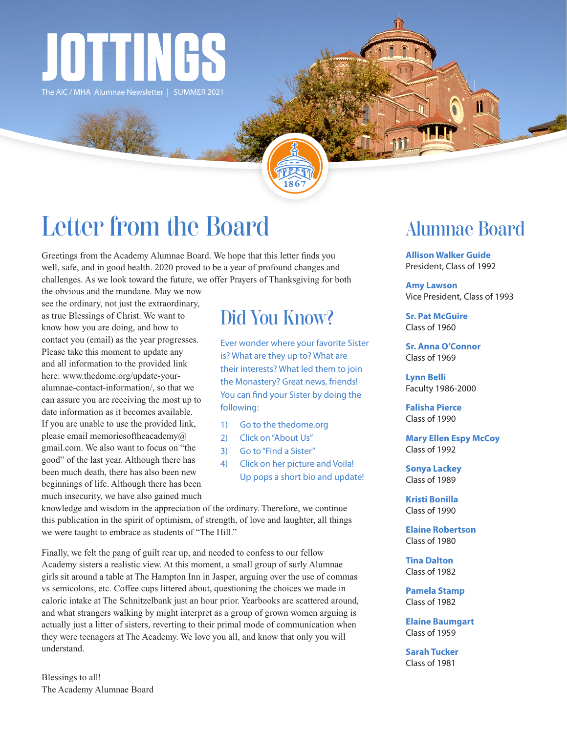# JOTTINGS

The AIC / MHA Alumnae Newsletter | SUMMER 2021

## Letter from the Board

Greetings from the Academy Alumnae Board. We hope that this letter finds you well, safe, and in good health. 2020 proved to be a year of profound changes and challenges. As we look toward the future, we offer Prayers of Thanksgiving for both the obvious and the mundane. May we now see the ordinary, not just the extraordinary, as true Blessings of Christ. We want to know how you are doing, and how to contact you (email) as the year progresses. Please take this moment to update any and all information to the provided link here: www.thedome.org/update-your-alumnae-contact-information/, so that we can assure you are receiving the most up to date information as it becomes available. If you are unable to use the provided link, please email memoriesoftheacademy@gmail.com. We also want to focus on "the good" of the last year. Although there has been much death, there has also been new beginnings of life. Although there has been much insecurity, we have also gained much knowledge and wisdom in the appreciation of the ordinary. Therefore, we continue this publication in the spirit of optimism, of strength, of love and laughter, all things we were taught to embrace as students of "The Hill."

Finally, we felt the pang of guilt rear up, and needed to confess to our fellow Academy sisters a realistic view. At this moment, a small group of surly Alumnae girls sit around a table at The Hampton Inn in Jasper, arguing over the use of commas vs semicolons, etc. Coffee cups littered about, questioning the choices we made in caloric intake at The Schnitzelbank just an hour prior. Yearbooks are scattered around, and what strangers walking by might interpret as a group of grown women arguing is actually just a litter of sisters, reverting to their primal mode of communication when they were teenagers at The Academy. We love you all, and know that only you will understand.

Blessings to all!
The Academy Alumnae Board

## Did You Know?

Ever wonder where your favorite Sister is? What are they up to? What are their interests? What led them to join the Monastery? Great news, friends! You can find your Sister by doing the following:

1) Go to the thedome.org
2) Click on "About Us"
3) Go to "Find a Sister"
4) Click on her picture and Voila! Up pops a short bio and update!

## Alumnae Board

**Allison Walker Guide**
President, Class of 1992

**Amy Lawson**
Vice President, Class of 1993

**Sr. Pat McGuire**
Class of 1960

**Sr. Anna O'Connor**
Class of 1969

**Lynn Belli**
Faculty 1986-2000

**Falisha Pierce**
Class of 1990

**Mary Ellen Espy McCoy**
Class of 1992

**Sonya Lackey**
Class of 1989

**Kristi Bonilla**
Class of 1990

**Elaine Robertson**
Class of 1980

**Tina Dalton**
Class of 1982

**Pamela Stamp**
Class of 1982

**Elaine Baumgart**
Class of 1959

**Sarah Tucker**
Class of 1981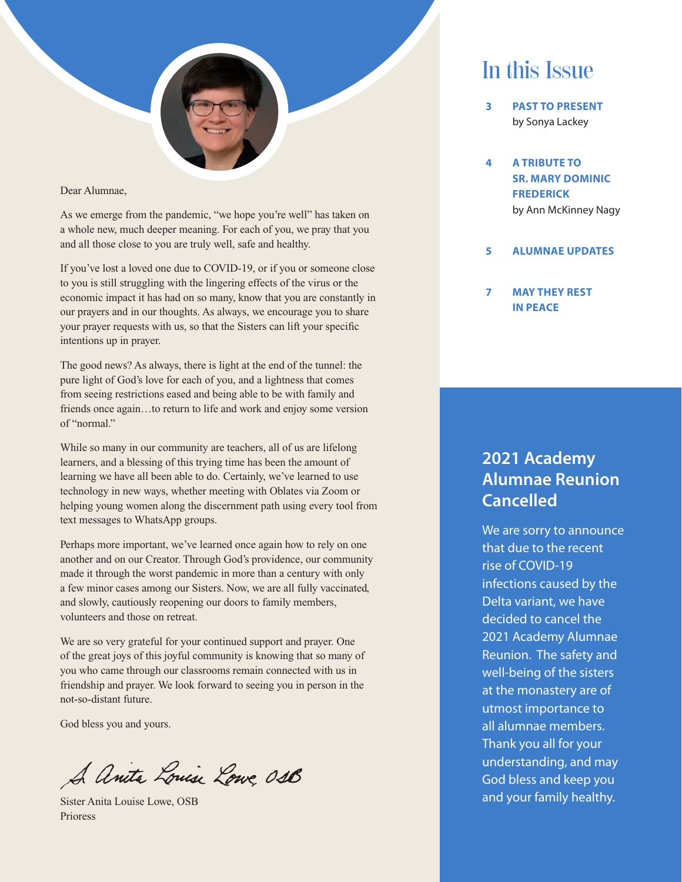Dear Alumnae,

As we emerge from the pandemic, "we hope you're well" has taken on a whole new, much deeper meaning. For each of you, we pray that you and all those close to you are truly well, safe and healthy.

If you've lost a loved one due to COVID-19, or if you or someone close to you is still struggling with the lingering effects of the virus or the economic impact it has had on so many, know that you are constantly in our prayers and in our thoughts. As always, we encourage you to share your prayer requests with us, so that the Sisters can lift your specific intentions up in prayer.

The good news? As always, there is light at the end of the tunnel: the pure light of God's love for each of you, and a lightness that comes from seeing restrictions eased and being able to be with family and friends once again…to return to life and work and enjoy some version of "normal."

While so many in our community are teachers, all of us are lifelong learners, and a blessing of this trying time has been the amount of learning we have all been able to do. Certainly, we've learned to use technology in new ways, whether meeting with Oblates via Zoom or helping young women along the discernment path using every tool from text messages to WhatsApp groups.

Perhaps more important, we've learned once again how to rely on one another and on our Creator. Through God's providence, our community made it through the worst pandemic in more than a century with only a few minor cases among our Sisters. Now, we are all fully vaccinated, and slowly, cautiously reopening our doors to family members, volunteers and those on retreat.

We are so very grateful for your continued support and prayer. One of the great joys of this joyful community is knowing that so many of you who came through our classrooms remain connected with us in friendship and prayer. We look forward to seeing you in person in the not-so-distant future.

God bless you and yours.

*S. Anita Louise Lowe, OSB*

Sister Anita Louise Lowe, OSB
Prioress

# In this Issue

**3 PAST TO PRESENT**
by Sonya Lackey

**4 A TRIBUTE TO SR. MARY DOMINIC FREDERICK**
by Ann McKinney Nagy

**5 ALUMNAE UPDATES**

**7 MAY THEY REST IN PEACE**

## 2021 Academy Alumnae Reunion Cancelled

We are sorry to announce that due to the recent rise of COVID-19 infections caused by the Delta variant, we have decided to cancel the 2021 Academy Alumnae Reunion. The safety and well-being of the sisters at the monastery are of utmost importance to all alumnae members. Thank you all for your understanding, and may God bless and keep you and your family healthy.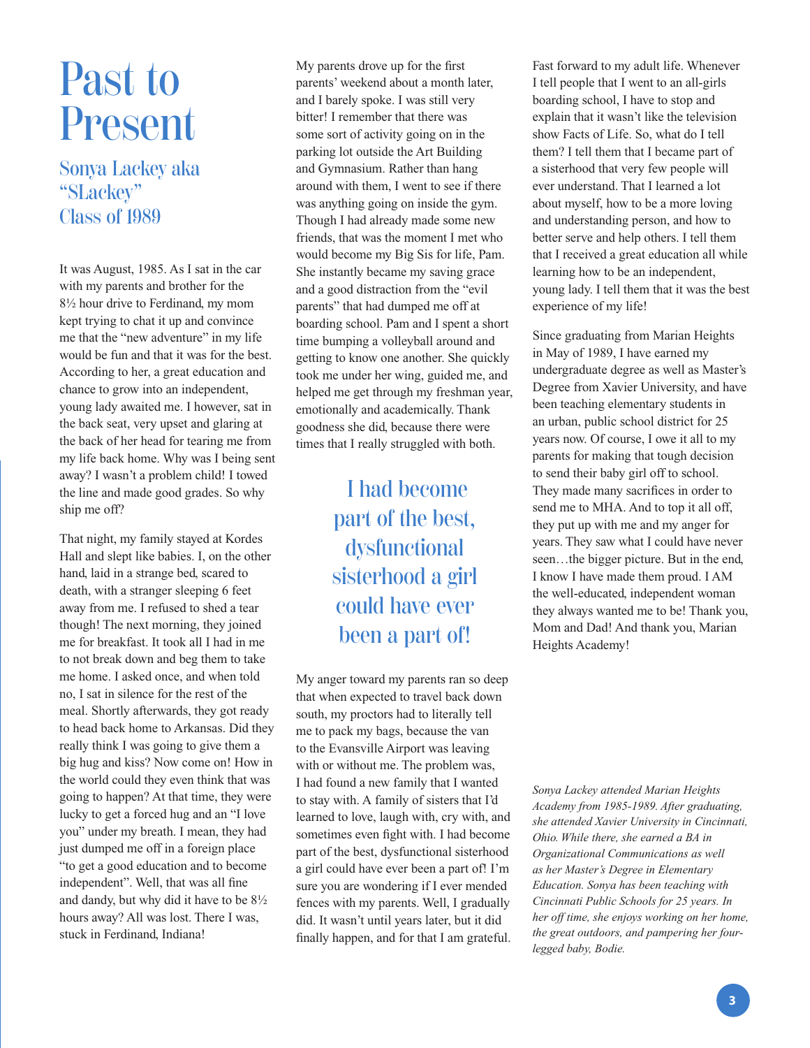# Past to Present

## Sonya Lackey aka "SLackey" Class of 1989

It was August, 1985. As I sat in the car with my parents and brother for the 8½ hour drive to Ferdinand, my mom kept trying to chat it up and convince me that the "new adventure" in my life would be fun and that it was for the best. According to her, a great education and chance to grow into an independent, young lady awaited me. I however, sat in the back seat, very upset and glaring at the back of her head for tearing me from my life back home. Why was I being sent away? I wasn't a problem child! I towed the line and made good grades. So why ship me off?

That night, my family stayed at Kordes Hall and slept like babies. I, on the other hand, laid in a strange bed, scared to death, with a stranger sleeping 6 feet away from me. I refused to shed a tear though! The next morning, they joined me for breakfast. It took all I had in me to not break down and beg them to take me home. I asked once, and when told no, I sat in silence for the rest of the meal. Shortly afterwards, they got ready to head back home to Arkansas. Did they really think I was going to give them a big hug and kiss? Now come on! How in the world could they even think that was going to happen? At that time, they were lucky to get a forced hug and an "I love you" under my breath. I mean, they had just dumped me off in a foreign place "to get a good education and to become independent". Well, that was all fine and dandy, but why did it have to be 8½ hours away? All was lost. There I was, stuck in Ferdinand, Indiana!

My parents drove up for the first parents' weekend about a month later, and I barely spoke. I was still very bitter! I remember that there was some sort of activity going on in the parking lot outside the Art Building and Gymnasium. Rather than hang around with them, I went to see if there was anything going on inside the gym. Though I had already made some new friends, that was the moment I met who would become my Big Sis for life, Pam. She instantly became my saving grace and a good distraction from the "evil parents" that had dumped me off at boarding school. Pam and I spent a short time bumping a volleyball around and getting to know one another. She quickly took me under her wing, guided me, and helped me get through my freshman year, emotionally and academically. Thank goodness she did, because there were times that I really struggled with both.

> I had become part of the best, dysfunctional sisterhood a girl could have ever been a part of!

My anger toward my parents ran so deep that when expected to travel back down south, my proctors had to literally tell me to pack my bags, because the van to the Evansville Airport was leaving with or without me. The problem was, I had found a new family that I wanted to stay with. A family of sisters that I'd learned to love, laugh with, cry with, and sometimes even fight with. I had become part of the best, dysfunctional sisterhood a girl could have ever been a part of! I'm sure you are wondering if I ever mended fences with my parents. Well, I gradually did. It wasn't until years later, but it did finally happen, and for that I am grateful.

Fast forward to my adult life. Whenever I tell people that I went to an all-girls boarding school, I have to stop and explain that it wasn't like the television show Facts of Life. So, what do I tell them? I tell them that I became part of a sisterhood that very few people will ever understand. That I learned a lot about myself, how to be a more loving and understanding person, and how to better serve and help others. I tell them that I received a great education all while learning how to be an independent, young lady. I tell them that it was the best experience of my life!

Since graduating from Marian Heights in May of 1989, I have earned my undergraduate degree as well as Master's Degree from Xavier University, and have been teaching elementary students in an urban, public school district for 25 years now. Of course, I owe it all to my parents for making that tough decision to send their baby girl off to school. They made many sacrifices in order to send me to MHA. And to top it all off, they put up with me and my anger for years. They saw what I could have never seen…the bigger picture. But in the end, I know I have made them proud. I AM the well-educated, independent woman they always wanted me to be! Thank you, Mom and Dad! And thank you, Marian Heights Academy!

*Sonya Lackey attended Marian Heights Academy from 1985-1989. After graduating, she attended Xavier University in Cincinnati, Ohio. While there, she earned a BA in Organizational Communications as well as her Master's Degree in Elementary Education. Sonya has been teaching with Cincinnati Public Schools for 25 years. In her off time, she enjoys working on her home, the great outdoors, and pampering her four-legged baby, Bodie.*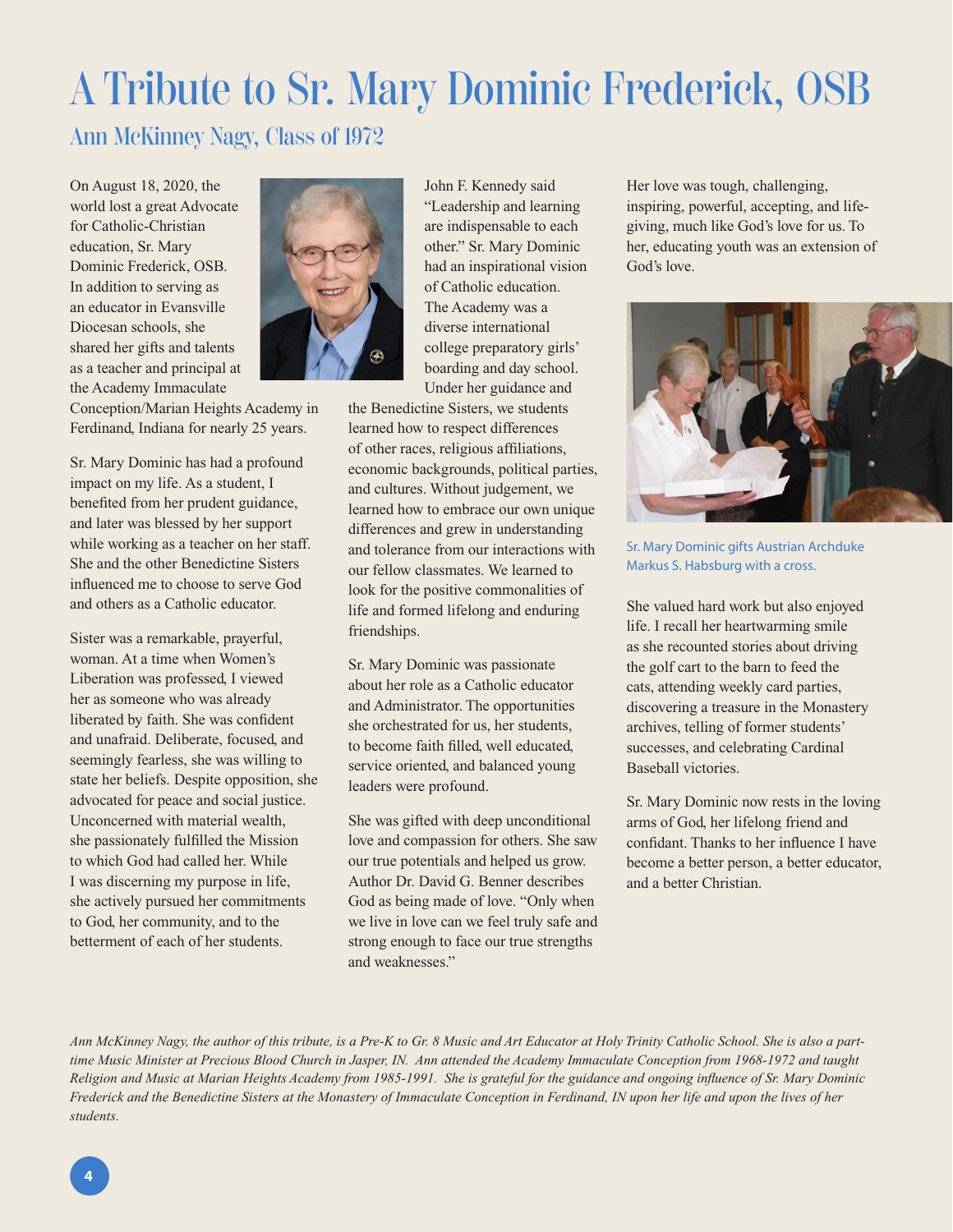# A Tribute to Sr. Mary Dominic Frederick, OSB

## Ann McKinney Nagy, Class of 1972

On August 18, 2020, the world lost a great Advocate for Catholic-Christian education, Sr. Mary Dominic Frederick, OSB. In addition to serving as an educator in Evansville Diocesan schools, she shared her gifts and talents as a teacher and principal at the Academy Immaculate Conception/Marian Heights Academy in Ferdinand, Indiana for nearly 25 years.

Sr. Mary Dominic has had a profound impact on my life. As a student, I benefited from her prudent guidance, and later was blessed by her support while working as a teacher on her staff. She and the other Benedictine Sisters influenced me to choose to serve God and others as a Catholic educator.

Sister was a remarkable, prayerful, woman. At a time when Women's Liberation was professed, I viewed her as someone who was already liberated by faith. She was confident and unafraid. Deliberate, focused, and seemingly fearless, she was willing to state her beliefs. Despite opposition, she advocated for peace and social justice. Unconcerned with material wealth, she passionately fulfilled the Mission to which God had called her. While I was discerning my purpose in life, she actively pursued her commitments to God, her community, and to the betterment of each of her students.

John F. Kennedy said "Leadership and learning are indispensable to each other." Sr. Mary Dominic had an inspirational vision of Catholic education. The Academy was a diverse international college preparatory girls' boarding and day school. Under her guidance and the Benedictine Sisters, we students learned how to respect differences of other races, religious affiliations, economic backgrounds, political parties, and cultures. Without judgement, we learned how to embrace our own unique differences and grew in understanding and tolerance from our interactions with our fellow classmates. We learned to look for the positive commonalities of life and formed lifelong and enduring friendships.

Sr. Mary Dominic was passionate about her role as a Catholic educator and Administrator. The opportunities she orchestrated for us, her students, to become faith filled, well educated, service oriented, and balanced young leaders were profound.

She was gifted with deep unconditional love and compassion for others. She saw our true potentials and helped us grow. Author Dr. David G. Benner describes God as being made of love. "Only when we live in love can we feel truly safe and strong enough to face our true strengths and weaknesses."

Her love was tough, challenging, inspiring, powerful, accepting, and life-giving, much like God's love for us. To her, educating youth was an extension of God's love.

Sr. Mary Dominic gifts Austrian Archduke Markus S. Habsburg with a cross.

She valued hard work but also enjoyed life. I recall her heartwarming smile as she recounted stories about driving the golf cart to the barn to feed the cats, attending weekly card parties, discovering a treasure in the Monastery archives, telling of former students' successes, and celebrating Cardinal Baseball victories.

Sr. Mary Dominic now rests in the loving arms of God, her lifelong friend and confidant. Thanks to her influence I have become a better person, a better educator, and a better Christian.

*Ann McKinney Nagy, the author of this tribute, is a Pre-K to Gr. 8 Music and Art Educator at Holy Trinity Catholic School. She is also a part-time Music Minister at Precious Blood Church in Jasper, IN. Ann attended the Academy Immaculate Conception from 1968-1972 and taught Religion and Music at Marian Heights Academy from 1985-1991. She is grateful for the guidance and ongoing influence of Sr. Mary Dominic Frederick and the Benedictine Sisters at the Monastery of Immaculate Conception in Ferdinand, IN upon her life and upon the lives of her students.*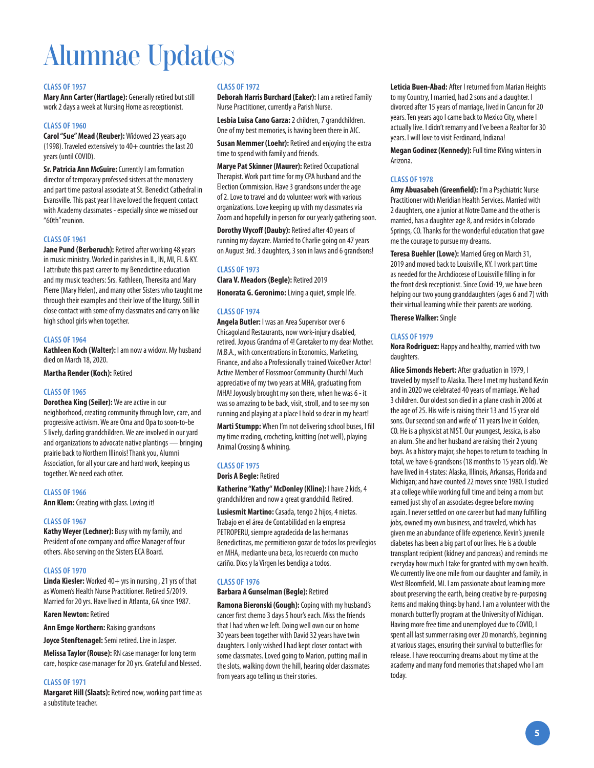# Alumnae Updates

### CLASS OF 1957

**Mary Ann Carter (Hartlage):** Generally retired but still work 2 days a week at Nursing Home as receptionist.

### CLASS OF 1960

**Carol "Sue" Mead (Reuber):** Widowed 23 years ago (1998). Traveled extensively to 40+ countries the last 20 years (until COVID).

**Sr. Patricia Ann McGuire:** Currently I am formation director of temporary professed sisters at the monastery and part time pastoral associate at St. Benedict Cathedral in Evansville. This past year I have loved the frequent contact with Academy classmates - especially since we missed our "60th" reunion.

### CLASS OF 1961

**Jane Pund (Berberuch):** Retired after working 48 years in music ministry. Worked in parishes in IL, IN, MI, FL & KY. I attribute this past career to my Benedictine education and my music teachers: Srs. Kathleen, Theresita and Mary Pierre (Mary Helen), and many other Sisters who taught me through their examples and their love of the liturgy. Still in close contact with some of my classmates and carry on like high school girls when together.

### CLASS OF 1964

**Kathleen Koch (Walter):** I am now a widow. My husband died on March 18, 2020.

**Martha Render (Koch):** Retired

### CLASS OF 1965

**Dorothea King (Seiler):** We are active in our neighborhood, creating community through love, care, and progressive activism. We are Oma and Opa to soon-to-be 5 lively, darling grandchildren. We are involved in our yard and organizations to advocate native plantings — bringing prairie back to Northern Illinois! Thank you, Alumni Association, for all your care and hard work, keeping us together. We need each other.

### CLASS OF 1966

**Ann Klem:** Creating with glass. Loving it!

### CLASS OF 1967

**Kathy Weyer (Lechner):** Busy with my family, and President of one company and office Manager of four others. Also serving on the Sisters ECA Board.

### CLASS OF 1970

**Linda Kiesler:** Worked 40+ yrs in nursing , 21 yrs of that as Women's Health Nurse Practitioner. Retired 5/2019. Married for 20 yrs. Have lived in Atlanta, GA since 1987.

**Karen Newton:** Retired

**Ann Emge Northern:** Raising grandsons

**Joyce Stenftenagel:** Semi retired. Live in Jasper.

**Melissa Taylor (Rouse):** RN case manager for long term care, hospice case manager for 20 yrs. Grateful and blessed.

### CLASS OF 1971

**Margaret Hill (Slaats):** Retired now, working part time as a substitute teacher.

### CLASS OF 1972

**Deborah Harris Burchard (Eaker):** I am a retired Family Nurse Practitioner, currently a Parish Nurse.

**Lesbia Luisa Cano Garza:** 2 children, 7 grandchildren. One of my best memories, is having been there in AIC.

**Susan Memmer (Loehr):** Retired and enjoying the extra time to spend with family and friends.

**Marye Pat Skinner (Maurer):** Retired Occupational Therapist. Work part time for my CPA husband and the Election Commission. Have 3 grandsons under the age of 2. Love to travel and do volunteer work with various organizations. Love keeping up with my classmates via Zoom and hopefully in person for our yearly gathering soon.

**Dorothy Wycoff (Dauby):** Retired after 40 years of running my daycare. Married to Charlie going on 47 years on August 3rd. 3 daughters, 3 son in laws and 6 grandsons!

### CLASS OF 1973

**Clara V. Meadors (Begle):** Retired 2019

**Honorata G. Geronimo:** Living a quiet, simple life.

### CLASS OF 1974

**Angela Butler:** I was an Area Supervisor over 6 Chicagoland Restaurants, now work-injury disabled, retired. Joyous Grandma of 4! Caretaker to my dear Mother. M.B.A., with concentrations in Economics, Marketing, Finance, and also a Professionally trained VoiceOver Actor! Active Member of Flossmoor Community Church! Much appreciative of my two years at MHA, graduating from MHA! Joyously brought my son there, when he was 6 - it was so amazing to be back, visit, stroll, and to see my son running and playing at a place I hold so dear in my heart!

**Marti Stumpp:** When I'm not delivering school buses, I fill my time reading, crocheting, knitting (not well), playing Animal Crossing & whining.

### CLASS OF 1975

**Doris A Begle:** Retired

**Katherine "Kathy" McDonley (Kline):** I have 2 kids, 4 grandchildren and now a great grandchild. Retired.

**Lusiesmit Martino:** Casada, tengo 2 hijos, 4 nietas. Trabajo en el área de Contabilidad en la empresa PETROPERU, siempre agradecida de las hermanas Benedictinas, me permitieron gozar de todos los previlegios en MHA, mediante una beca, los recuerdo con mucho cariño. Dios y la Virgen les bendiga a todos.

### CLASS OF 1976

**Barbara A Gunselman (Begle):** Retired

**Ramona Bieronski (Gough):** Coping with my husband's cancer first chemo 3 days 5 hour's each. Miss the friends that I had when we left. Doing well own our on home 30 years been together with David 32 years have twin daughters. I only wished I had kept closer contact with some classmates. Loved going to Marion, putting mail in the slots, walking down the hill, hearing older classmates from years ago telling us their stories.

**Leticia Buen-Abad:** After I returned from Marian Heights to my Country, I married, had 2 sons and a daughter. I divorced after 15 years of marriage, lived in Cancun for 20 years. Ten years ago I came back to Mexico City, where I actually live. I didn't remarry and I've been a Realtor for 30 years. I will love to visit Ferdinand, Indiana!

**Megan Godinez (Kennedy):** Full time RVing winters in Arizona.

### CLASS OF 1978

**Amy Abuasabeh (Greenfield):** I'm a Psychiatric Nurse Practitioner with Meridian Health Services. Married with 2 daughters, one a junior at Notre Dame and the other is married, has a daughter age 8, and resides in Colorado Springs, CO. Thanks for the wonderful education that gave me the courage to pursue my dreams.

**Teresa Buehler (Lowe):** Married Greg on March 31, 2019 and moved back to Louisville, KY. I work part time as needed for the Archdiocese of Louisville filling in for the front desk receptionist. Since Covid-19, we have been helping our two young granddaughters (ages 6 and 7) with their virtual learning while their parents are working.

**Therese Walker:** Single

### CLASS OF 1979

**Nora Rodriguez:** Happy and healthy, married with two daughters.

**Alice Simonds Hebert:** After graduation in 1979, I traveled by myself to Alaska. There I met my husband Kevin and in 2020 we celebrated 40 years of marriage. We had 3 children. Our oldest son died in a plane crash in 2006 at the age of 25. His wife is raising their 13 and 15 year old sons. Our second son and wife of 11 years live in Golden, CO. He is a physicist at NIST. Our youngest, Jessica, is also an alum. She and her husband are raising their 2 young boys. As a history major, she hopes to return to teaching. In total, we have 6 grandsons (18 months to 15 years old). We have lived in 4 states: Alaska, Illinois, Arkansas, Florida and Michigan; and have counted 22 moves since 1980. I studied at a college while working full time and being a mom but earned just shy of an associates degree before moving again. I never settled on one career but had many fulfilling jobs, owned my own business, and traveled, which has given me an abundance of life experience. Kevin's juvenile diabetes has been a big part of our lives. He is a double transplant recipient (kidney and pancreas) and reminds me everyday how much I take for granted with my own health. We currently live one mile from our daughter and family, in West Bloomfield, MI. I am passionate about learning more about preserving the earth, being creative by re-purposing items and making things by hand. I am a volunteer with the monarch butterfly program at the University of Michigan. Having more free time and unemployed due to COVID, I spent all last summer raising over 20 monarch's, beginning at various stages, ensuring their survival to butterflies for release. I have reoccurring dreams about my time at the academy and many fond memories that shaped who I am today.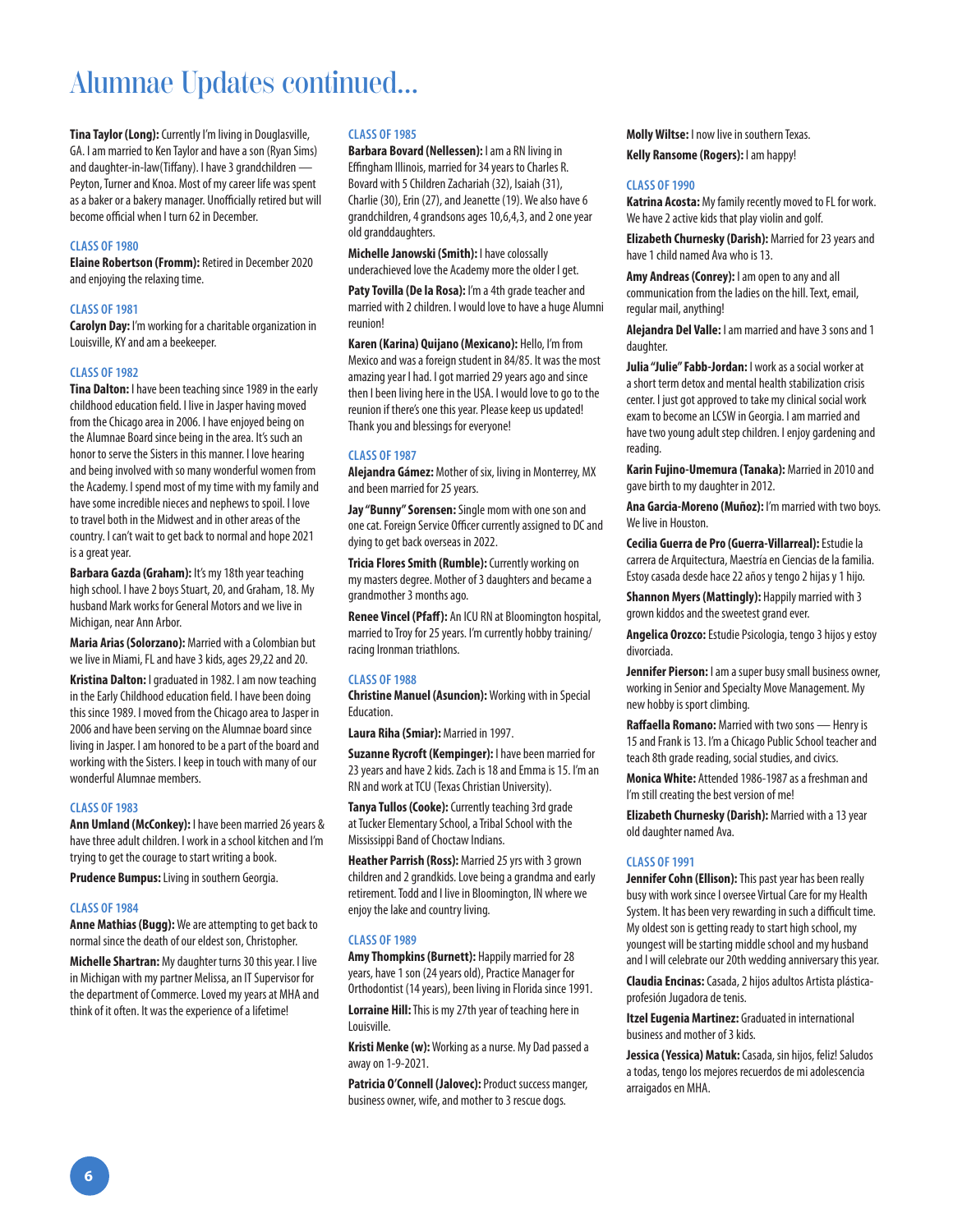# Alumnae Updates continued...

**Tina Taylor (Long):** Currently I'm living in Douglasville, GA. I am married to Ken Taylor and have a son (Ryan Sims) and daughter-in-law(Tiffany). I have 3 grandchildren — Peyton, Turner and Knoa. Most of my career life was spent as a baker or a bakery manager. Unofficially retired but will become official when I turn 62 in December.

### CLASS OF 1980

**Elaine Robertson (Fromm):** Retired in December 2020 and enjoying the relaxing time.

### CLASS OF 1981

**Carolyn Day:** I'm working for a charitable organization in Louisville, KY and am a beekeeper.

### CLASS OF 1982

**Tina Dalton:** I have been teaching since 1989 in the early childhood education field. I live in Jasper having moved from the Chicago area in 2006. I have enjoyed being on the Alumnae Board since being in the area. It's such an honor to serve the Sisters in this manner. I love hearing and being involved with so many wonderful women from the Academy. I spend most of my time with my family and have some incredible nieces and nephews to spoil. I love to travel both in the Midwest and in other areas of the country. I can't wait to get back to normal and hope 2021 is a great year.

**Barbara Gazda (Graham):** It's my 18th year teaching high school. I have 2 boys Stuart, 20, and Graham, 18. My husband Mark works for General Motors and we live in Michigan, near Ann Arbor.

**Maria Arias (Solorzano):** Married with a Colombian but we live in Miami, FL and have 3 kids, ages 29,22 and 20.

**Kristina Dalton:** I graduated in 1982. I am now teaching in the Early Childhood education field. I have been doing this since 1989. I moved from the Chicago area to Jasper in 2006 and have been serving on the Alumnae board since living in Jasper. I am honored to be a part of the board and working with the Sisters. I keep in touch with many of our wonderful Alumnae members.

### CLASS OF 1983

**Ann Umland (McConkey):** I have been married 26 years & have three adult children. I work in a school kitchen and I'm trying to get the courage to start writing a book.

**Prudence Bumpus:** Living in southern Georgia.

### CLASS OF 1984

**Anne Mathias (Bugg):** We are attempting to get back to normal since the death of our eldest son, Christopher.

**Michelle Shartran:** My daughter turns 30 this year. I live in Michigan with my partner Melissa, an IT Supervisor for the department of Commerce. Loved my years at MHA and think of it often. It was the experience of a lifetime!

### CLASS OF 1985

**Barbara Bovard (Nellessen):** I am a RN living in Effingham Illinois, married for 34 years to Charles R. Bovard with 5 Children Zachariah (32), Isaiah (31), Charlie (30), Erin (27), and Jeanette (19). We also have 6 grandchildren, 4 grandsons ages 10,6,4,3, and 2 one year old granddaughters.

**Michelle Janowski (Smith):** I have colossally underachieved love the Academy more the older I get.

**Paty Tovilla (De la Rosa):** I'm a 4th grade teacher and married with 2 children. I would love to have a huge Alumni reunion!

**Karen (Karina) Quijano (Mexicano):** Hello, I'm from Mexico and was a foreign student in 84/85. It was the most amazing year I had. I got married 29 years ago and since then I been living here in the USA. I would love to go to the reunion if there's one this year. Please keep us updated! Thank you and blessings for everyone!

### CLASS OF 1987

**Alejandra Gámez:** Mother of six, living in Monterrey, MX and been married for 25 years.

**Jay "Bunny" Sorensen:** Single mom with one son and one cat. Foreign Service Officer currently assigned to DC and dying to get back overseas in 2022.

**Tricia Flores Smith (Rumble):** Currently working on my masters degree. Mother of 3 daughters and became a grandmother 3 months ago.

**Renee Vincel (Pfaff):** An ICU RN at Bloomington hospital, married to Troy for 25 years. I'm currently hobby training/racing Ironman triathlons.

### CLASS OF 1988

**Christine Manuel (Asuncion):** Working with in Special Education.

**Laura Riha (Smiar):** Married in 1997.

**Suzanne Rycroft (Kempinger):** I have been married for 23 years and have 2 kids. Zach is 18 and Emma is 15. I'm an RN and work at TCU (Texas Christian University).

**Tanya Tullos (Cooke):** Currently teaching 3rd grade at Tucker Elementary School, a Tribal School with the Mississippi Band of Choctaw Indians.

**Heather Parrish (Ross):** Married 25 yrs with 3 grown children and 2 grandkids. Love being a grandma and early retirement. Todd and I live in Bloomington, IN where we enjoy the lake and country living.

### CLASS OF 1989

**Amy Thompkins (Burnett):** Happily married for 28 years, have 1 son (24 years old), Practice Manager for Orthodontist (14 years), been living in Florida since 1991.

**Lorraine Hill:** This is my 27th year of teaching here in Louisville.

**Kristi Menke (w):** Working as a nurse. My Dad passed a away on 1-9-2021.

**Patricia O'Connell (Jalovec):** Product success manger, business owner, wife, and mother to 3 rescue dogs.

**Molly Wiltse:** I now live in southern Texas.

**Kelly Ransome (Rogers):** I am happy!

### CLASS OF 1990

**Katrina Acosta:** My family recently moved to FL for work. We have 2 active kids that play violin and golf.

**Elizabeth Churnesky (Darish):** Married for 23 years and have 1 child named Ava who is 13.

**Amy Andreas (Conrey):** I am open to any and all communication from the ladies on the hill. Text, email, regular mail, anything!

**Alejandra Del Valle:** I am married and have 3 sons and 1 daughter.

**Julia "Julie" Fabb-Jordan:** I work as a social worker at a short term detox and mental health stabilization crisis center. I just got approved to take my clinical social work exam to become an LCSW in Georgia. I am married and have two young adult step children. I enjoy gardening and reading.

**Karin Fujino-Umemura (Tanaka):** Married in 2010 and gave birth to my daughter in 2012.

**Ana Garcia-Moreno (Muñoz):** I'm married with two boys. We live in Houston.

**Cecilia Guerra de Pro (Guerra-Villarreal):** Estudie la carrera de Arquitectura, Maestría en Ciencias de la familia. Estoy casada desde hace 22 años y tengo 2 hijas y 1 hijo.

**Shannon Myers (Mattingly):** Happily married with 3 grown kiddos and the sweetest grand ever.

**Angelica Orozco:** Estudie Psicologia, tengo 3 hijos y estoy divorciada.

**Jennifer Pierson:** I am a super busy small business owner, working in Senior and Specialty Move Management. My new hobby is sport climbing.

**Raffaella Romano:** Married with two sons — Henry is 15 and Frank is 13. I'm a Chicago Public School teacher and teach 8th grade reading, social studies, and civics.

**Monica White:** Attended 1986-1987 as a freshman and I'm still creating the best version of me!

**Elizabeth Churnesky (Darish):** Married with a 13 year old daughter named Ava.

### CLASS OF 1991

**Jennifer Cohn (Ellison):** This past year has been really busy with work since I oversee Virtual Care for my Health System. It has been very rewarding in such a difficult time. My oldest son is getting ready to start high school, my youngest will be starting middle school and my husband and I will celebrate our 20th wedding anniversary this year.

**Claudia Encinas:** Casada, 2 hijos adultos Artista plástica-profesión Jugadora de tenis.

**Itzel Eugenia Martinez:** Graduated in international business and mother of 3 kids.

**Jessica (Yessica) Matuk:** Casada, sin hijos, feliz! Saludos a todas, tengo los mejores recuerdos de mi adolescencia arraigados en MHA.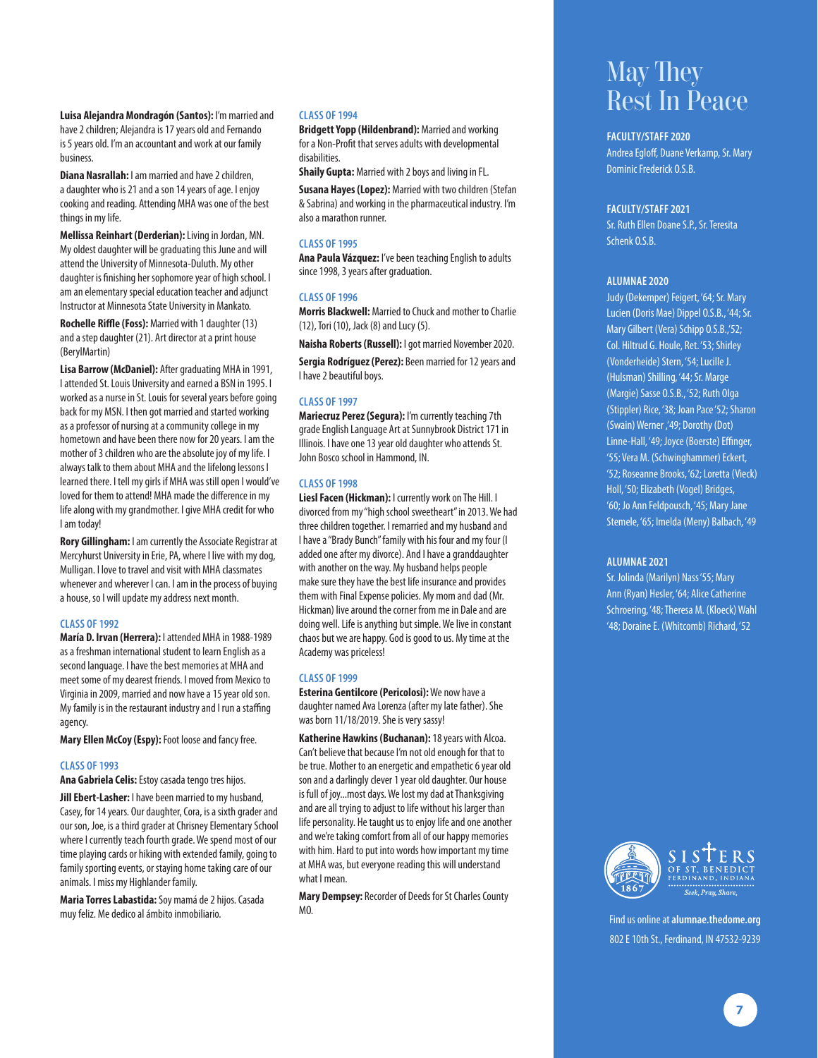**Luisa Alejandra Mondragón (Santos):** I'm married and have 2 children; Alejandra is 17 years old and Fernando is 5 years old. I'm an accountant and work at our family business.

**Diana Nasrallah:** I am married and have 2 children, a daughter who is 21 and a son 14 years of age. I enjoy cooking and reading. Attending MHA was one of the best things in my life.

**Mellissa Reinhart (Derderian):** Living in Jordan, MN. My oldest daughter will be graduating this June and will attend the University of Minnesota-Duluth. My other daughter is finishing her sophomore year of high school. I am an elementary special education teacher and adjunct Instructor at Minnesota State University in Mankato.

**Rochelle Riffle (Foss):** Married with 1 daughter (13) and a step daughter (21). Art director at a print house (BerylMartin)

**Lisa Barrow (McDaniel):** After graduating MHA in 1991, I attended St. Louis University and earned a BSN in 1995. I worked as a nurse in St. Louis for several years before going back for my MSN. I then got married and started working as a professor of nursing at a community college in my hometown and have been there now for 20 years. I am the mother of 3 children who are the absolute joy of my life. I always talk to them about MHA and the lifelong lessons I learned there. I tell my girls if MHA was still open I would've loved for them to attend! MHA made the difference in my life along with my grandmother. I give MHA credit for who I am today!

**Rory Gillingham:** I am currently the Associate Registrar at Mercyhurst University in Erie, PA, where I live with my dog, Mulligan. I love to travel and visit with MHA classmates whenever and wherever I can. I am in the process of buying a house, so I will update my address next month.

## CLASS OF 1992

**María D. Irvan (Herrera):** I attended MHA in 1988-1989 as a freshman international student to learn English as a second language. I have the best memories at MHA and meet some of my dearest friends. I moved from Mexico to Virginia in 2009, married and now have a 15 year old son. My family is in the restaurant industry and I run a staffing agency.

**Mary Ellen McCoy (Espy):** Foot loose and fancy free.

## CLASS OF 1993

**Ana Gabriela Celis:** Estoy casada tengo tres hijos.

**Jill Ebert-Lasher:** I have been married to my husband, Casey, for 14 years. Our daughter, Cora, is a sixth grader and our son, Joe, is a third grader at Chrisney Elementary School where I currently teach fourth grade. We spend most of our time playing cards or hiking with extended family, going to family sporting events, or staying home taking care of our animals. I miss my Highlander family.

**Maria Torres Labastida:** Soy mamá de 2 hijos. Casada muy feliz. Me dedico al ámbito inmobiliario.

## CLASS OF 1994

**Bridgett Yopp (Hildenbrand):** Married and working for a Non-Profit that serves adults with developmental disabilities.

**Shaily Gupta:** Married with 2 boys and living in FL.

**Susana Hayes (Lopez):** Married with two children (Stefan & Sabrina) and working in the pharmaceutical industry. I'm also a marathon runner.

## CLASS OF 1995

**Ana Paula Vázquez:** I've been teaching English to adults since 1998, 3 years after graduation.

## CLASS OF 1996

**Morris Blackwell:** Married to Chuck and mother to Charlie (12), Tori (10), Jack (8) and Lucy (5).

**Naisha Roberts (Russell):** I got married November 2020.

**Sergia Rodríguez (Perez):** Been married for 12 years and I have 2 beautiful boys.

## CLASS OF 1997

**Mariecruz Perez (Segura):** I'm currently teaching 7th grade English Language Art at Sunnybrook District 171 in Illinois. I have one 13 year old daughter who attends St. John Bosco school in Hammond, IN.

## CLASS OF 1998

**Liesl Facen (Hickman):** I currently work on The Hill. I divorced from my "high school sweetheart" in 2013. We had three children together. I remarried and my husband and I have a "Brady Bunch" family with his four and my four (I added one after my divorce). And I have a granddaughter with another on the way. My husband helps people make sure they have the best life insurance and provides them with Final Expense policies. My mom and dad (Mr. Hickman) live around the corner from me in Dale and are doing well. Life is anything but simple. We live in constant chaos but we are happy. God is good to us. My time at the Academy was priceless!

## CLASS OF 1999

**Esterina Gentilcore (Pericolosi):** We now have a daughter named Ava Lorenza (after my late father). She was born 11/18/2019. She is very sassy!

**Katherine Hawkins (Buchanan):** 18 years with Alcoa. Can't believe that because I'm not old enough for that to be true. Mother to an energetic and empathetic 6 year old son and a darlingly clever 1 year old daughter. Our house is full of joy...most days. We lost my dad at Thanksgiving and are all trying to adjust to life without his larger than life personality. He taught us to enjoy life and one another and we're taking comfort from all of our happy memories with him. Hard to put into words how important my time at MHA was, but everyone reading this will understand what I mean.

**Mary Dempsey:** Recorder of Deeds for St Charles County MO.

# May They Rest In Peace

### FACULTY/STAFF 2020

Andrea Egloff, Duane Verkamp, Sr. Mary Dominic Frederick O.S.B.

### FACULTY/STAFF 2021

Sr. Ruth Ellen Doane S.P., Sr. Teresita Schenk O.S.B.

### ALUMNAE 2020

Judy (Dekemper) Feigert, '64; Sr. Mary Lucien (Doris Mae) Dippel O.S.B., '44; Sr. Mary Gilbert (Vera) Schipp O.S.B.,'52; Col. Hiltrud G. Houle, Ret. '53; Shirley (Vonderheide) Stern, '54; Lucille J. (Hulsman) Shilling, '44; Sr. Marge (Margie) Sasse O.S.B., '52; Ruth Olga (Stippler) Rice, '38; Joan Pace '52; Sharon (Swain) Werner ,'49; Dorothy (Dot) Linne-Hall, '49; Joyce (Boerste) Effinger, '55; Vera M. (Schwinghammer) Eckert, '52; Roseanne Brooks, '62; Loretta (Vieck) Holl, '50; Elizabeth (Vogel) Bridges, '60; Jo Ann Feldpousch, '45; Mary Jane Stemele, '65; Imelda (Meny) Balbach, '49

### ALUMNAE 2021

Sr. Jolinda (Marilyn) Nass '55; Mary Ann (Ryan) Hesler, '64; Alice Catherine Schroering, '48; Theresa M. (Kloeck) Wahl '48; Doraine E. (Whitcomb) Richard, '52

SISTERS OF ST. BENEDICT
FERDINAND, INDIANA
*Seek, Pray, Share.*
1867

Find us online at **alumnae.thedome.org**
802 E 10th St., Ferdinand, IN 47532-9239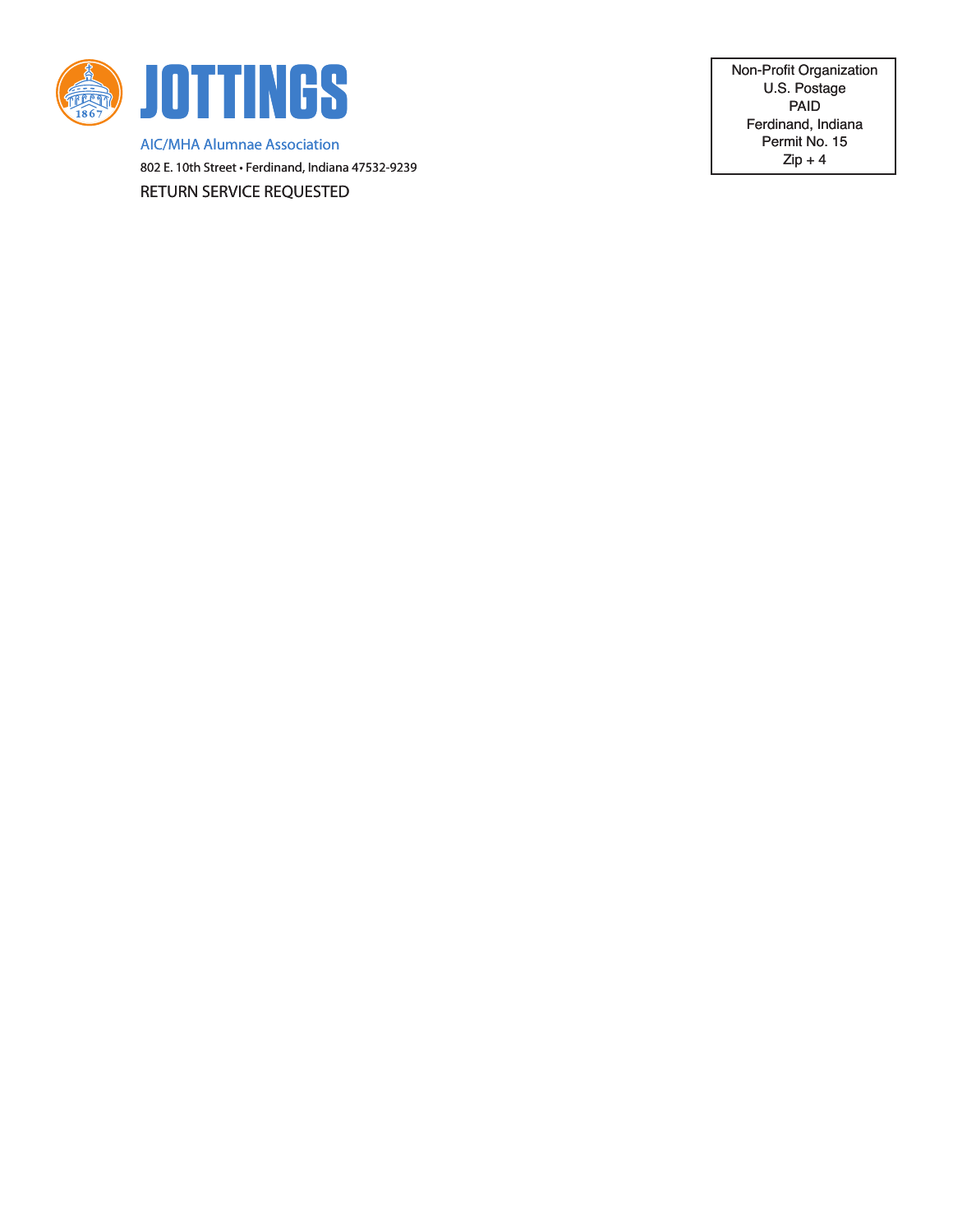# JOTTINGS

AIC/MHA Alumnae Association

802 E. 10th Street • Ferdinand, Indiana 47532-9239

RETURN SERVICE REQUESTED

Non-Profit Organization
U.S. Postage
PAID
Ferdinand, Indiana
Permit No. 15
Zip + 4